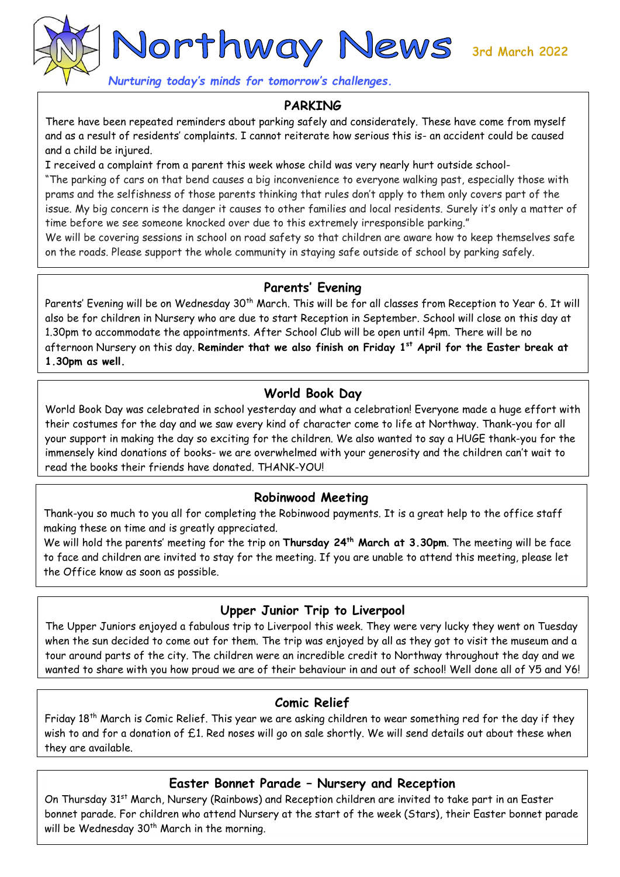# Northway News

3rd March 2022

*Nurturing today's minds for tomorrow's challenges.*

## PARKING

There have been repeated reminders about parking safely and considerately. These have come from myself and as a result of residents' complaints. I cannot reiterate how serious this is- an accident could be caused and a child be injured.

I received a complaint from a parent this week whose child was very nearly hurt outside school-

"The parking of cars on that bend causes a big inconvenience to everyone walking past, especially those with prams and the selfishness of those parents thinking that rules don't apply to them only covers part of the issue. My big concern is the danger it causes to other families and local residents. Surely it's only a matter of time before we see someone knocked over due to this extremely irresponsible parking."

We will be covering sessions in school on road safety so that children are aware how to keep themselves safe on the roads. Please support the whole community in staying safe outside of school by parking safely.

## Parents' Evening

Parents' Evening will be on Wednesday 30th March. This will be for all classes from Reception to Year 6. It will also be for children in Nursery who are due to start Reception in September. School will close on this day at 1.30pm to accommodate the appointments. After School Club will be open until 4pm. There will be no afternoon Nursery on this day. **Reminder that we also finish on Friday 1st April for the Easter break at 1.30pm as well.**

## World Book Day

World Book Day was celebrated in school yesterday and what a celebration! Everyone made a huge effort with their costumes for the day and we saw every kind of character come to life at Northway. Thank-you for all your support in making the day so exciting for the children. We also wanted to say a HUGE thank-you for the immensely kind donations of books- we are overwhelmed with your generosity and the children can't wait to read the books their friends have donated. THANK-YOU!

## Robinwood Meeting

Thank-you so much to you all for completing the Robinwood payments. It is a great help to the office staff making these on time and is greatly appreciated.

We will hold the parents' meeting for the trip on **Thursday 24th March at 3.30pm**. The meeting will be face to face and children are invited to stay for the meeting. If you are unable to attend this meeting, please let the Office know as soon as possible.

## Upper Junior Trip to Liverpool

The Upper Juniors enjoyed a fabulous trip to Liverpool this week. They were very lucky they went on Tuesday when the sun decided to come out for them. The trip was enjoyed by all as they got to visit the museum and a tour around parts of the city. The children were an incredible credit to Northway throughout the day and we wanted to share with you how proud we are of their behaviour in and out of school! Well done all of Y5 and Y6!

## Comic Relief

Friday 18th March is Comic Relief. This year we are asking children to wear something red for the day if they wish to and for a donation of £1. Red noses will go on sale shortly. We will send details out about these when they are available.

## Easter Bonnet Parade – Nursery and Reception

On Thursday 31st March, Nursery (Rainbows) and Reception children are invited to take part in an Easter bonnet parade. For children who attend Nursery at the start of the week (Stars), their Easter bonnet parade will be Wednesday 30th March in the morning.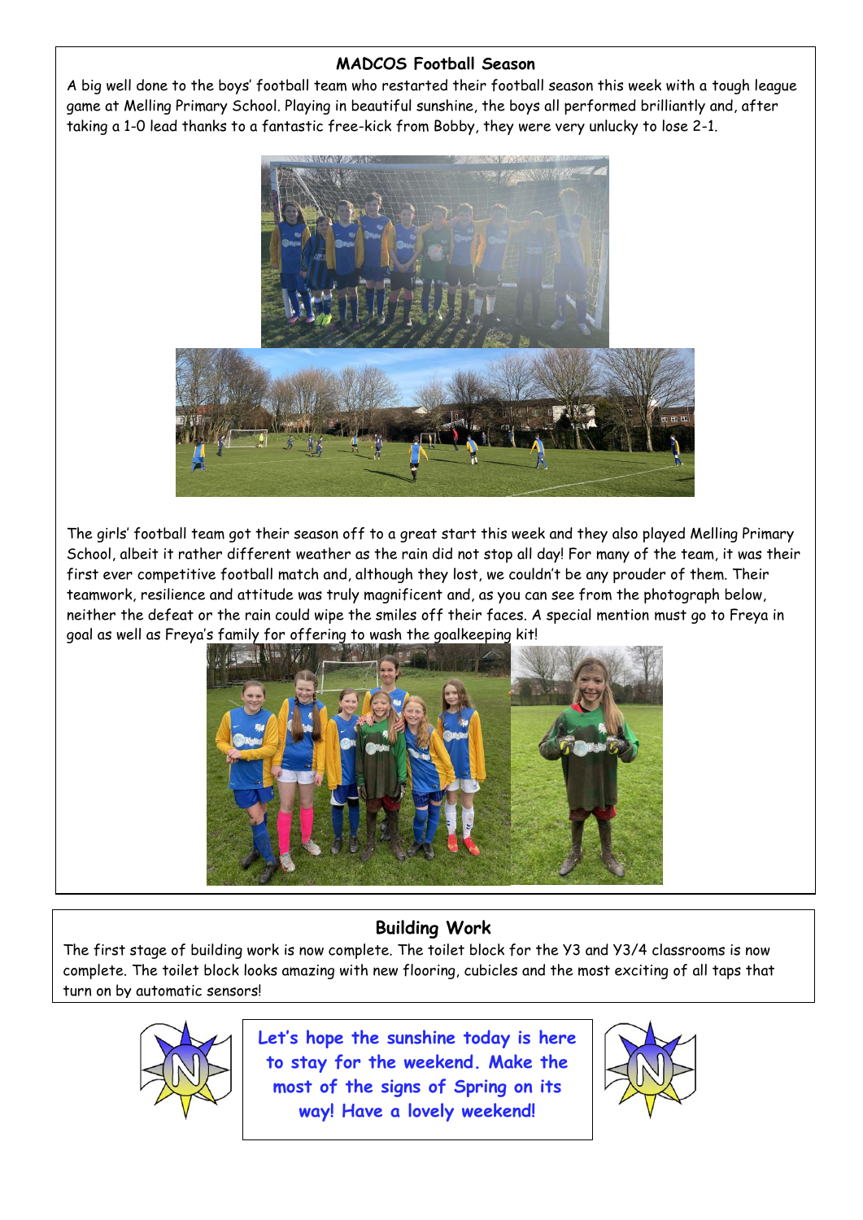## MADCOS Football Season

A big well done to the boys' football team who restarted their football season this week with a tough league game at Melling Primary School. Playing in beautiful sunshine, the boys all performed brilliantly and, after taking a 1-0 lead thanks to a fantastic free-kick from Bobby, they were very unlucky to lose 2-1.

The girls' football team got their season off to a great start this week and they also played Melling Primary School, albeit it rather different weather as the rain did not stop all day! For many of the team, it was their first ever competitive football match and, although they lost, we couldn't be any prouder of them. Their teamwork, resilience and attitude was truly magnificent and, as you can see from the photograph below, neither the defeat or the rain could wipe the smiles off their faces. A special mention must go to Freya in goal as well as Freya's family for offering to wash the goalkeeping kit!

## Building Work

The first stage of building work is now complete. The toilet block for the Y3 and Y3/4 classrooms is now complete. The toilet block looks amazing with new flooring, cubicles and the most exciting of all taps that turn on by automatic sensors!

**Let's hope the sunshine today is here to stay for the weekend. Make the most of the signs of Spring on its way! Have a lovely weekend!**